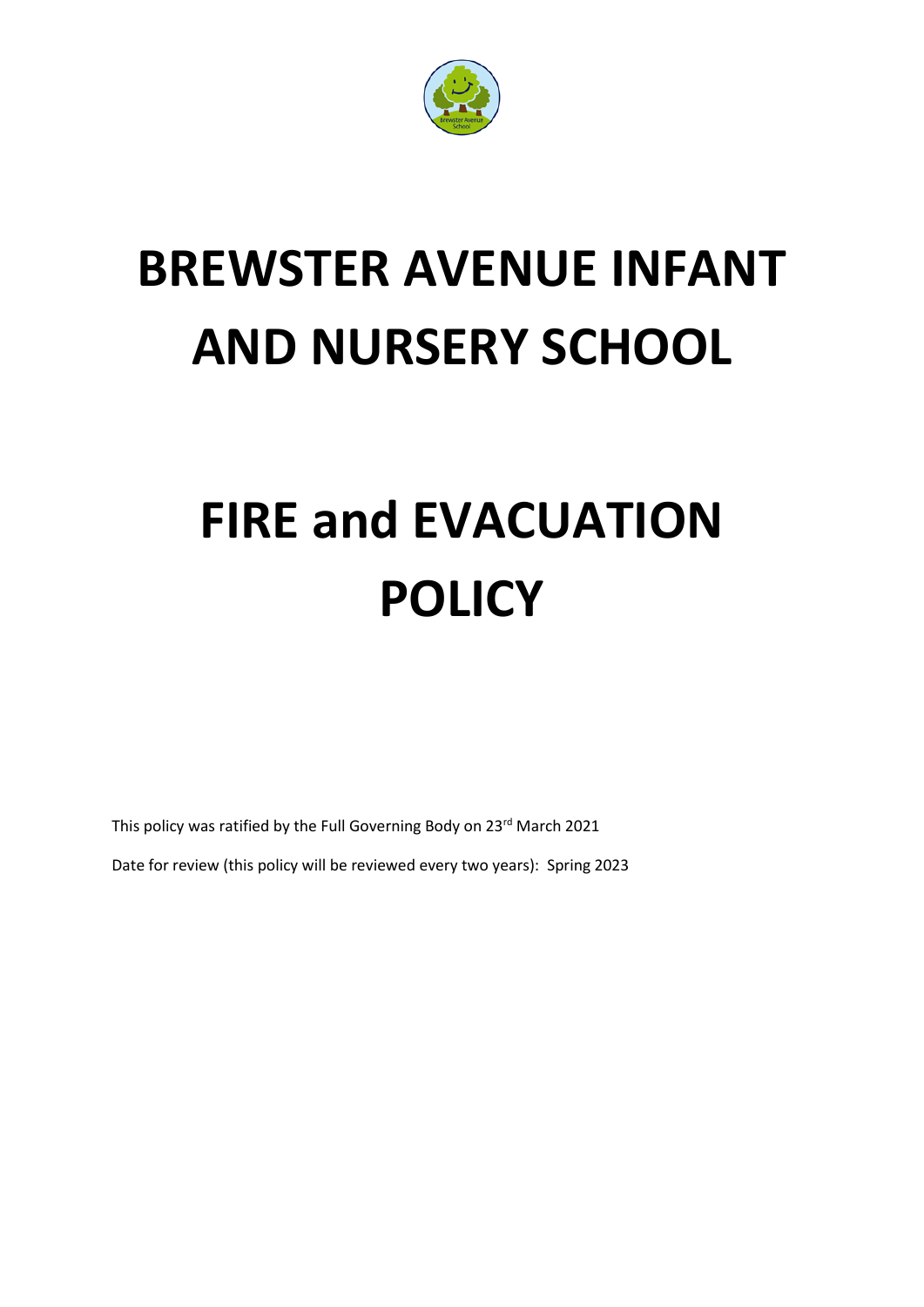# BREWSTER AVENUE INFANT AND NURSERY SCHOOL

# FIRE and EVACUATION POLICY

This policy was ratified by the Full Governing Body on 23rd March 2021

Date for review (this policy will be reviewed every two years): Spring 2023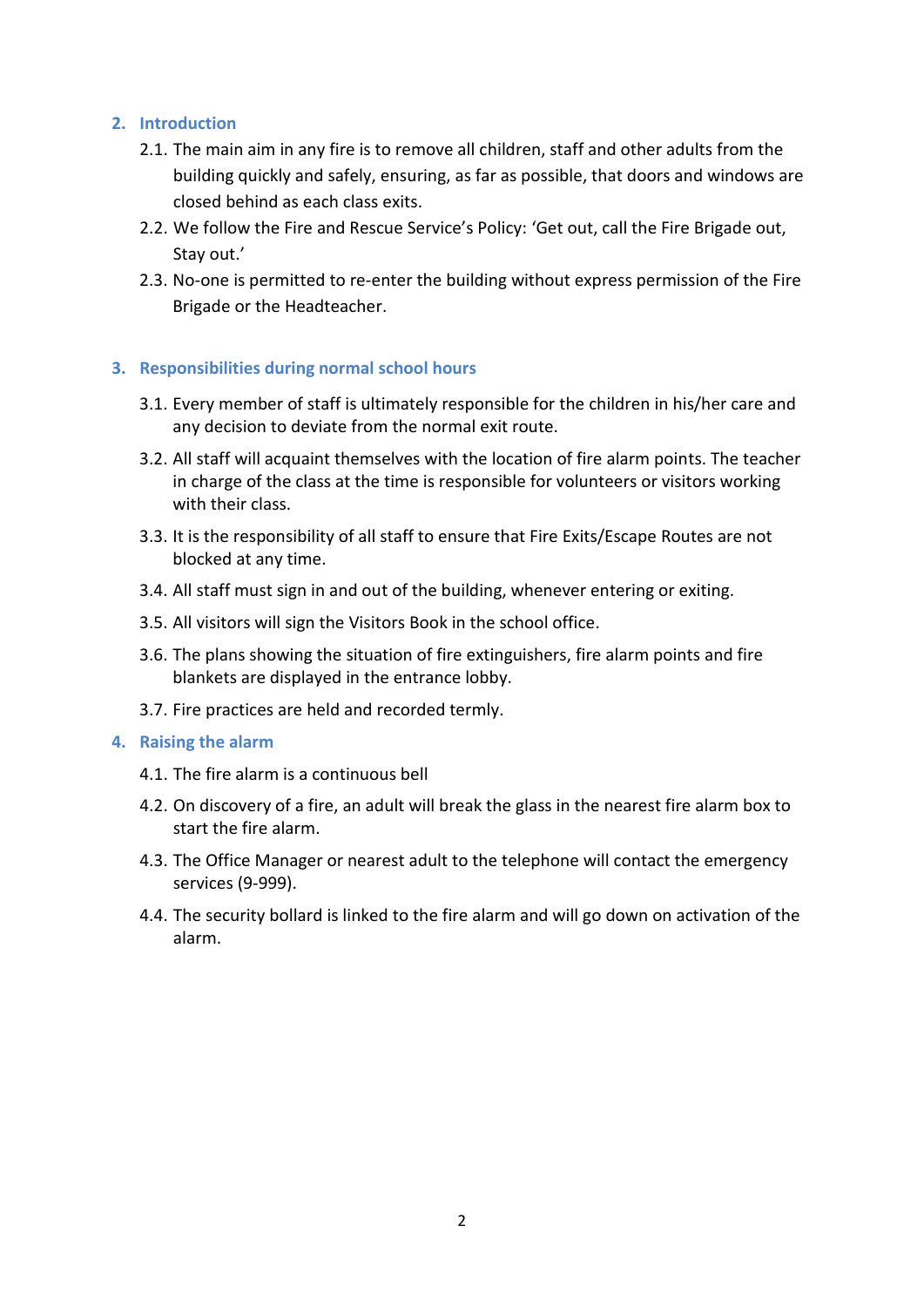## 2. Introduction

2.1. The main aim in any fire is to remove all children, staff and other adults from the building quickly and safely, ensuring, as far as possible, that doors and windows are closed behind as each class exits.

2.2. We follow the Fire and Rescue Service's Policy: 'Get out, call the Fire Brigade out, Stay out.'

2.3. No-one is permitted to re-enter the building without express permission of the Fire Brigade or the Headteacher.

## 3. Responsibilities during normal school hours

3.1. Every member of staff is ultimately responsible for the children in his/her care and any decision to deviate from the normal exit route.

3.2. All staff will acquaint themselves with the location of fire alarm points. The teacher in charge of the class at the time is responsible for volunteers or visitors working with their class.

3.3. It is the responsibility of all staff to ensure that Fire Exits/Escape Routes are not blocked at any time.

3.4. All staff must sign in and out of the building, whenever entering or exiting.

3.5. All visitors will sign the Visitors Book in the school office.

3.6. The plans showing the situation of fire extinguishers, fire alarm points and fire blankets are displayed in the entrance lobby.

3.7. Fire practices are held and recorded termly.

## 4. Raising the alarm

4.1. The fire alarm is a continuous bell

4.2. On discovery of a fire, an adult will break the glass in the nearest fire alarm box to start the fire alarm.

4.3. The Office Manager or nearest adult to the telephone will contact the emergency services (9-999).

4.4. The security bollard is linked to the fire alarm and will go down on activation of the alarm.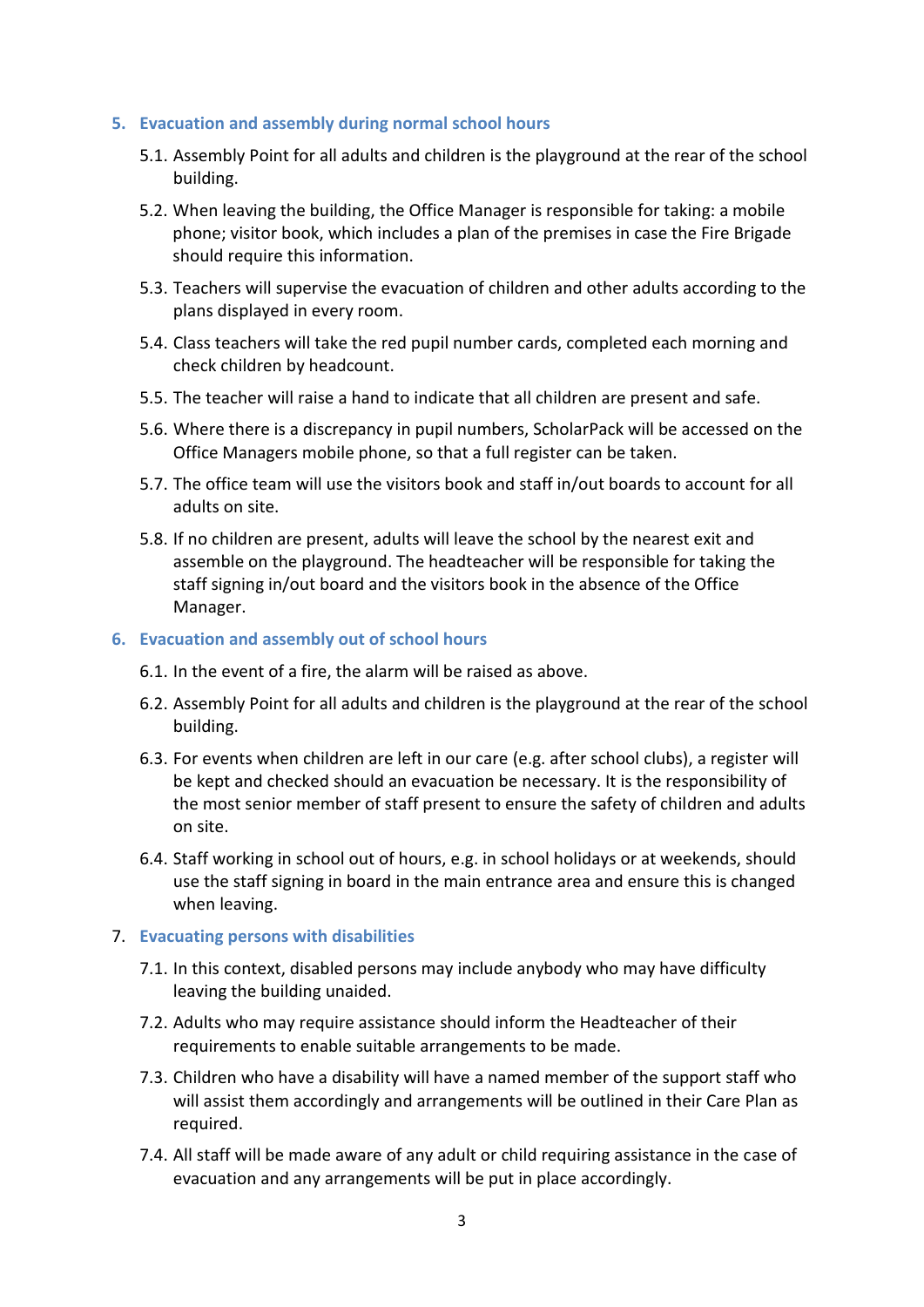## 5. Evacuation and assembly during normal school hours

5.1. Assembly Point for all adults and children is the playground at the rear of the school building.

5.2. When leaving the building, the Office Manager is responsible for taking: a mobile phone; visitor book, which includes a plan of the premises in case the Fire Brigade should require this information.

5.3. Teachers will supervise the evacuation of children and other adults according to the plans displayed in every room.

5.4. Class teachers will take the red pupil number cards, completed each morning and check children by headcount.

5.5. The teacher will raise a hand to indicate that all children are present and safe.

5.6. Where there is a discrepancy in pupil numbers, ScholarPack will be accessed on the Office Managers mobile phone, so that a full register can be taken.

5.7. The office team will use the visitors book and staff in/out boards to account for all adults on site.

5.8. If no children are present, adults will leave the school by the nearest exit and assemble on the playground. The headteacher will be responsible for taking the staff signing in/out board and the visitors book in the absence of the Office Manager.

## 6. Evacuation and assembly out of school hours

6.1. In the event of a fire, the alarm will be raised as above.

6.2. Assembly Point for all adults and children is the playground at the rear of the school building.

6.3. For events when children are left in our care (e.g. after school clubs), a register will be kept and checked should an evacuation be necessary. It is the responsibility of the most senior member of staff present to ensure the safety of children and adults on site.

6.4. Staff working in school out of hours, e.g. in school holidays or at weekends, should use the staff signing in board in the main entrance area and ensure this is changed when leaving.

## 7. Evacuating persons with disabilities

7.1. In this context, disabled persons may include anybody who may have difficulty leaving the building unaided.

7.2. Adults who may require assistance should inform the Headteacher of their requirements to enable suitable arrangements to be made.

7.3. Children who have a disability will have a named member of the support staff who will assist them accordingly and arrangements will be outlined in their Care Plan as required.

7.4. All staff will be made aware of any adult or child requiring assistance in the case of evacuation and any arrangements will be put in place accordingly.